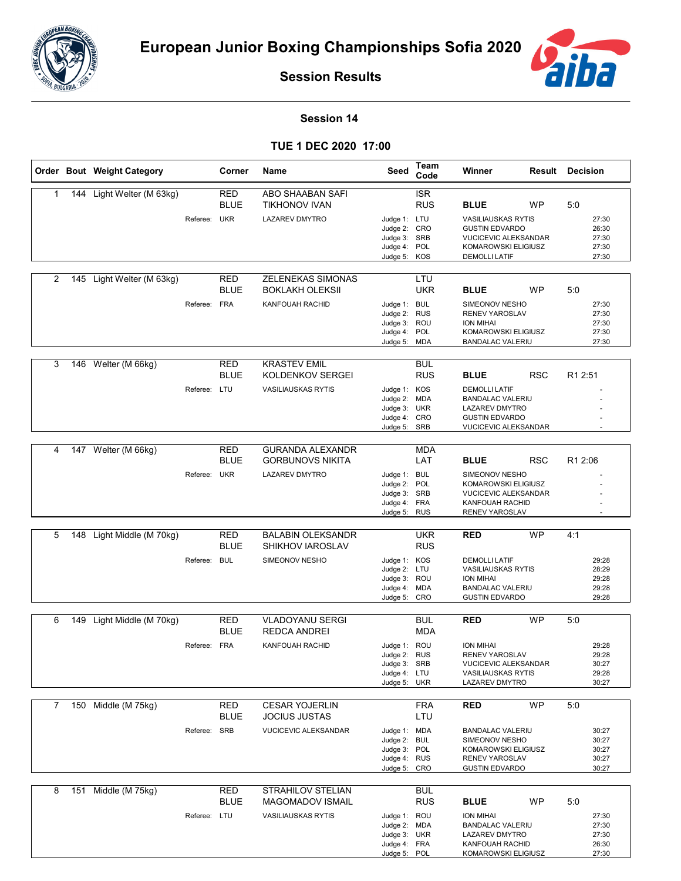# European Junior Boxing Championships Sofia 2020

## Session Results

### Session 14

### TUE 1 DEC 2020 17:00

| Order | Bout | Weight Category | Corner | Name | Seed | Team Code | Winner | Result | Decision |
|---|---|---|---|---|---|---|---|---|---|
| 1 | 144 | Light Welter (M 63kg) | RED | ABO SHAABAN SAFI | | ISR | | | |
| | | | BLUE | TIKHONOV IVAN | | RUS | **BLUE** | WP | 5:0 |
| | | | Referee: UKR | LAZAREV DMYTRO | Judge 1: | LTU | VASILIAUSKAS RYTIS | | 27:30 |
| | | | | | Judge 2: | CRO | GUSTIN EDVARDO | | 26:30 |
| | | | | | Judge 3: | SRB | VUCICEVIC ALEKSANDAR | | 27:30 |
| | | | | | Judge 4: | POL | KOMAROWSKI ELIGIUSZ | | 27:30 |
| | | | | | Judge 5: | KOS | DEMOLLI LATIF | | 27:30 |
| 2 | 145 | Light Welter (M 63kg) | RED | ZELENEKAS SIMONAS | | LTU | | | |
| | | | BLUE | BOKLAKH OLEKSII | | UKR | **BLUE** | WP | 5:0 |
| | | | Referee: FRA | KANFOUAH RACHID | Judge 1: | BUL | SIMEONOV NESHO | | 27:30 |
| | | | | | Judge 2: | RUS | RENEV YAROSLAV | | 27:30 |
| | | | | | Judge 3: | ROU | ION MIHAI | | 27:30 |
| | | | | | Judge 4: | POL | KOMAROWSKI ELIGIUSZ | | 27:30 |
| | | | | | Judge 5: | MDA | BANDALAC VALERIU | | 27:30 |
| 3 | 146 | Welter (M 66kg) | RED | KRASTEV EMIL | | BUL | | | |
| | | | BLUE | KOLDENKOV SERGEI | | RUS | **BLUE** | RSC | R1 2:51 |
| | | | Referee: LTU | VASILIAUSKAS RYTIS | Judge 1: | KOS | DEMOLLI LATIF | | - |
| | | | | | Judge 2: | MDA | BANDALAC VALERIU | | - |
| | | | | | Judge 3: | UKR | LAZAREV DMYTRO | | - |
| | | | | | Judge 4: | CRO | GUSTIN EDVARDO | | - |
| | | | | | Judge 5: | SRB | VUCICEVIC ALEKSANDAR | | - |
| 4 | 147 | Welter (M 66kg) | RED | GURANDA ALEXANDR | | MDA | | | |
| | | | BLUE | GORBUNOVS NIKITA | | LAT | **BLUE** | RSC | R1 2:06 |
| | | | Referee: UKR | LAZAREV DMYTRO | Judge 1: | BUL | SIMEONOV NESHO | | - |
| | | | | | Judge 2: | POL | KOMAROWSKI ELIGIUSZ | | - |
| | | | | | Judge 3: | SRB | VUCICEVIC ALEKSANDAR | | - |
| | | | | | Judge 4: | FRA | KANFOUAH RACHID | | - |
| | | | | | Judge 5: | RUS | RENEV YAROSLAV | | - |
| 5 | 148 | Light Middle (M 70kg) | RED | BALABIN OLEKSANDR | | UKR | **RED** | WP | 4:1 |
| | | | BLUE | SHIKHOV IAROSLAV | | RUS | | | |
| | | | Referee: BUL | SIMEONOV NESHO | Judge 1: | KOS | DEMOLLI LATIF | | 29:28 |
| | | | | | Judge 2: | LTU | VASILIAUSKAS RYTIS | | 28:29 |
| | | | | | Judge 3: | ROU | ION MIHAI | | 29:28 |
| | | | | | Judge 4: | MDA | BANDALAC VALERIU | | 29:28 |
| | | | | | Judge 5: | CRO | GUSTIN EDVARDO | | 29:28 |
| 6 | 149 | Light Middle (M 70kg) | RED | VLADOYANU SERGI | | BUL | **RED** | WP | 5:0 |
| | | | BLUE | REDCA ANDREI | | MDA | | | |
| | | | Referee: FRA | KANFOUAH RACHID | Judge 1: | ROU | ION MIHAI | | 29:28 |
| | | | | | Judge 2: | RUS | RENEV YAROSLAV | | 29:28 |
| | | | | | Judge 3: | SRB | VUCICEVIC ALEKSANDAR | | 30:27 |
| | | | | | Judge 4: | LTU | VASILIAUSKAS RYTIS | | 29:28 |
| | | | | | Judge 5: | UKR | LAZAREV DMYTRO | | 30:27 |
| 7 | 150 | Middle (M 75kg) | RED | CESAR YOJERLIN | | FRA | **RED** | WP | 5:0 |
| | | | BLUE | JOCIUS JUSTAS | | LTU | | | |
| | | | Referee: SRB | VUCICEVIC ALEKSANDAR | Judge 1: | MDA | BANDALAC VALERIU | | 30:27 |
| | | | | | Judge 2: | BUL | SIMEONOV NESHO | | 30:27 |
| | | | | | Judge 3: | POL | KOMAROWSKI ELIGIUSZ | | 30:27 |
| | | | | | Judge 4: | RUS | RENEV YAROSLAV | | 30:27 |
| | | | | | Judge 5: | CRO | GUSTIN EDVARDO | | 30:27 |
| 8 | 151 | Middle (M 75kg) | RED | STRAHILOV STELIAN | | BUL | | | |
| | | | BLUE | MAGOMADOV ISMAIL | | RUS | **BLUE** | WP | 5:0 |
| | | | Referee: LTU | VASILIAUSKAS RYTIS | Judge 1: | ROU | ION MIHAI | | 27:30 |
| | | | | | Judge 2: | MDA | BANDALAC VALERIU | | 27:30 |
| | | | | | Judge 3: | UKR | LAZAREV DMYTRO | | 27:30 |
| | | | | | Judge 4: | FRA | KANFOUAH RACHID | | 26:30 |
| | | | | | Judge 5: | POL | KOMAROWSKI ELIGIUSZ | | 27:30 |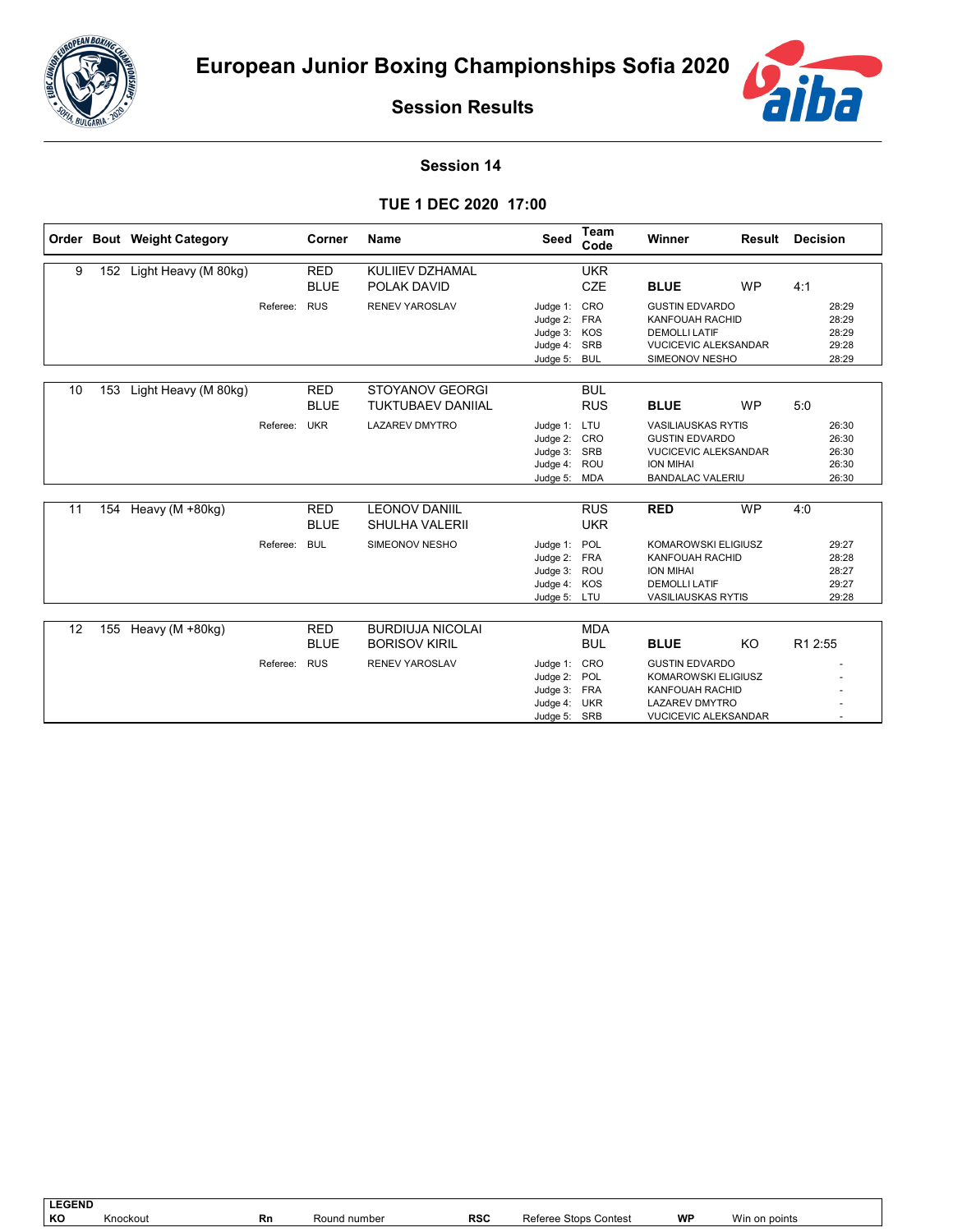# European Junior Boxing Championships Sofia 2020

## Session Results

### Session 14

### TUE 1 DEC 2020 17:00

| Order | Bout | Weight Category | Corner | Name | Seed | Team Code | Winner | Result | Decision |
|---|---|---|---|---|---|---|---|---|---|
| 9 | 152 | Light Heavy (M 80kg) | RED | KULIIEV DZHAMAL | | UKR | | | |
| | | | BLUE | POLAK DAVID | | CZE | **BLUE** | WP | 4:1 |
| | | Referee: | RUS | RENEV YAROSLAV | Judge 1: | CRO | GUSTIN EDVARDO | | 28:29 |
| | | | | | Judge 2: | FRA | KANFOUAH RACHID | | 28:29 |
| | | | | | Judge 3: | KOS | DEMOLLI LATIF | | 28:29 |
| | | | | | Judge 4: | SRB | VUCICEVIC ALEKSANDAR | | 29:28 |
| | | | | | Judge 5: | BUL | SIMEONOV NESHO | | 28:29 |
| 10 | 153 | Light Heavy (M 80kg) | RED | STOYANOV GEORGI | | BUL | | | |
| | | | BLUE | TUKTUBAEV DANIIAL | | RUS | **BLUE** | WP | 5:0 |
| | | Referee: | UKR | LAZAREV DMYTRO | Judge 1: | LTU | VASILIAUSKAS RYTIS | | 26:30 |
| | | | | | Judge 2: | CRO | GUSTIN EDVARDO | | 26:30 |
| | | | | | Judge 3: | SRB | VUCICEVIC ALEKSANDAR | | 26:30 |
| | | | | | Judge 4: | ROU | ION MIHAI | | 26:30 |
| | | | | | Judge 5: | MDA | BANDALAC VALERIU | | 26:30 |
| 11 | 154 | Heavy (M +80kg) | RED | LEONOV DANIIL | | RUS | **RED** | WP | 4:0 |
| | | | BLUE | SHULHA VALERII | | UKR | | | |
| | | Referee: | BUL | SIMEONOV NESHO | Judge 1: | POL | KOMAROWSKI ELIGIUSZ | | 29:27 |
| | | | | | Judge 2: | FRA | KANFOUAH RACHID | | 28:28 |
| | | | | | Judge 3: | ROU | ION MIHAI | | 28:27 |
| | | | | | Judge 4: | KOS | DEMOLLI LATIF | | 29:27 |
| | | | | | Judge 5: | LTU | VASILIAUSKAS RYTIS | | 29:28 |
| 12 | 155 | Heavy (M +80kg) | RED | BURDIUJA NICOLAI | | MDA | | | |
| | | | BLUE | BORISOV KIRIL | | BUL | **BLUE** | KO | R1 2:55 |
| | | Referee: | RUS | RENEV YAROSLAV | Judge 1: | CRO | GUSTIN EDVARDO | | - |
| | | | | | Judge 2: | POL | KOMAROWSKI ELIGIUSZ | | - |
| | | | | | Judge 3: | FRA | KANFOUAH RACHID | | - |
| | | | | | Judge 4: | UKR | LAZAREV DMYTRO | | - |
| | | | | | Judge 5: | SRB | VUCICEVIC ALEKSANDAR | | - |

**LEGEND**

| | | | | | | | |
|---|---|---|---|---|---|---|---|
| **KO** | Knockout | **Rn** | Round number | **RSC** | Referee Stops Contest | **WP** | Win on points |